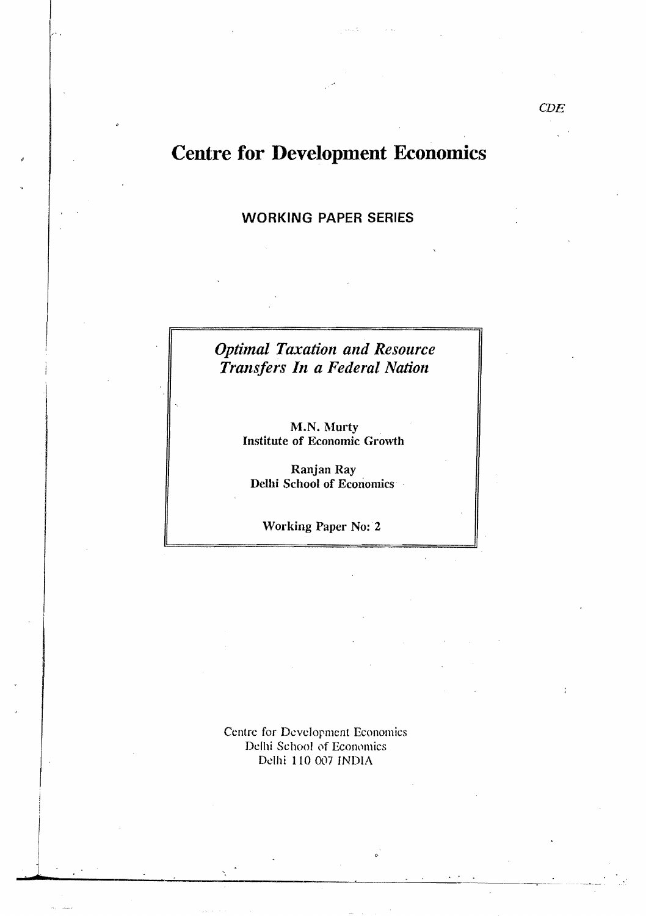CDE

# Centre for Development Economics

## WORKING PAPER SERIES

### *Optimal Taxation and Resource Transfers In a Federal Nation*

**M.N. Murty**
**Institute of Economic Growth**

**Ranjan Ray**
**Delhi School of Economics**

**Working Paper No: 2**

Centre for Development Economics
Delhi School of Economics
Delhi 110 007 INDIA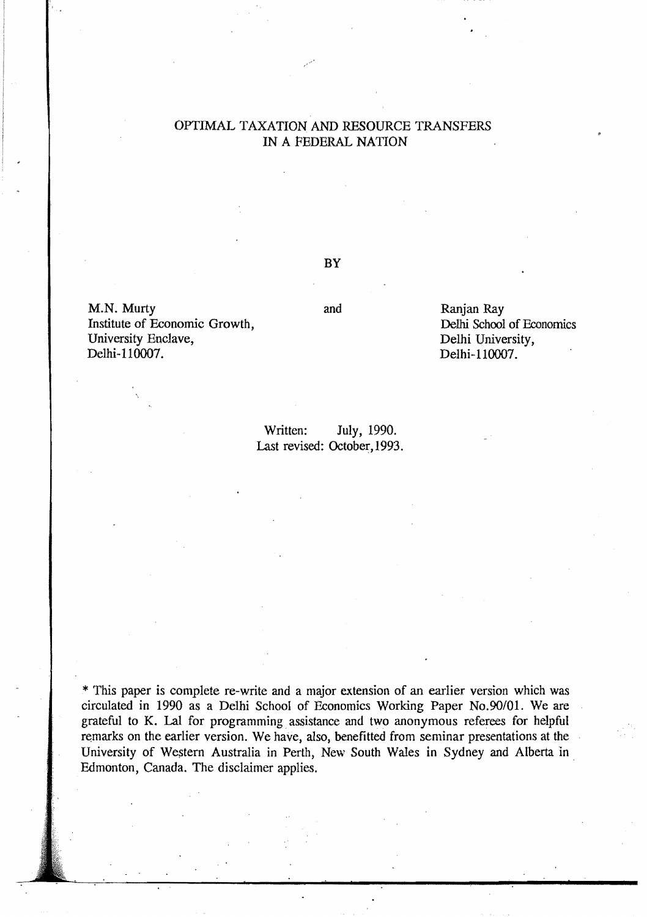# OPTIMAL TAXATION AND RESOURCE TRANSFERS IN A FEDERAL NATION

BY

M.N. Murty
Institute of Economic Growth,
University Enclave,
Delhi-110007.

and

Ranjan Ray
Delhi School of Economics
Delhi University,
Delhi-110007.

Written: July, 1990.
Last revised: October, 1993.

\* This paper is complete re-write and a major extension of an earlier version which was circulated in 1990 as a Delhi School of Economics Working Paper No.90/01. We are grateful to K. Lal for programming assistance and two anonymous referees for helpful remarks on the earlier version. We have, also, benefitted from seminar presentations at the University of Western Australia in Perth, New South Wales in Sydney and Alberta in Edmonton, Canada. The disclaimer applies.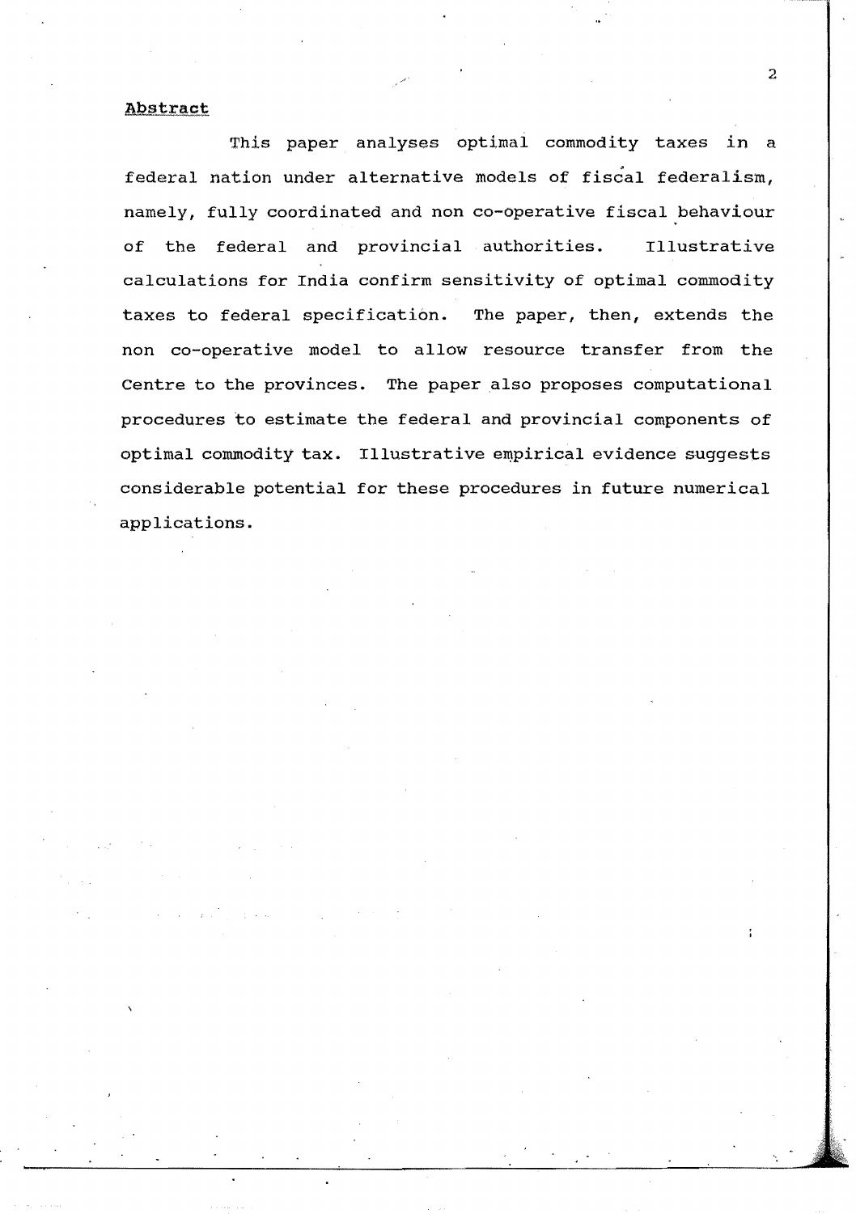## Abstract

This paper analyses optimal commodity taxes in a federal nation under alternative models of fiscal federalism, namely, fully coordinated and non co-operative fiscal behaviour of the federal and provincial authorities. Illustrative calculations for India confirm sensitivity of optimal commodity taxes to federal specification. The paper, then, extends the non co-operative model to allow resource transfer from the Centre to the provinces. The paper also proposes computational procedures to estimate the federal and provincial components of optimal commodity tax. Illustrative empirical evidence suggests considerable potential for these procedures in future numerical applications.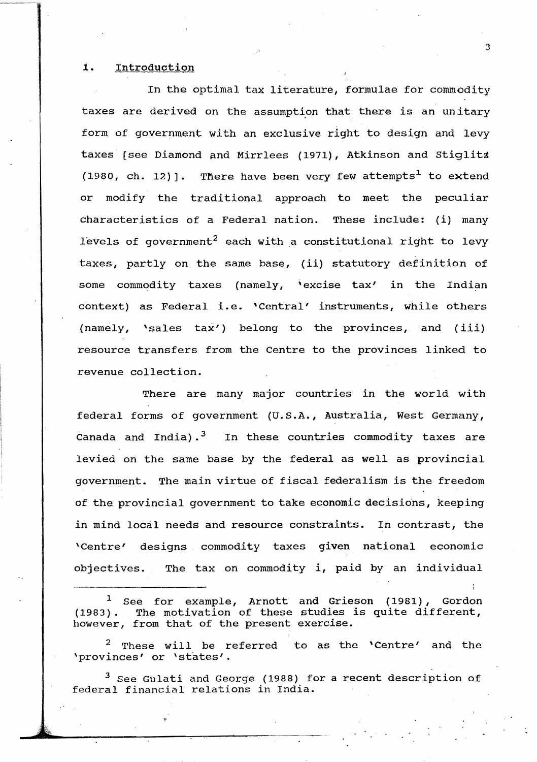## 1. Introduction

In the optimal tax literature, formulae for commodity taxes are derived on the assumption that there is an unitary form of government with an exclusive right to design and levy taxes [see Diamond and Mirrlees (1971), Atkinson and Stiglitz (1980, ch. 12)]. There have been very few attempts[1] to extend or modify the traditional approach to meet the peculiar characteristics of a Federal nation. These include: (i) many levels of government[2] each with a constitutional right to levy taxes, partly on the same base, (ii) statutory definition of some commodity taxes (namely, 'excise tax' in the Indian context) as Federal i.e. 'Central' instruments, while others (namely, 'sales tax') belong to the provinces, and (iii) resource transfers from the Centre to the provinces linked to revenue collection.

There are many major countries in the world with federal forms of government (U.S.A., Australia, West Germany, Canada and India).[3] In these countries commodity taxes are levied on the same base by the federal as well as provincial government. The main virtue of fiscal federalism is the freedom of the provincial government to take economic decisions, keeping in mind local needs and resource constraints. In contrast, the 'Centre' designs commodity taxes given national economic objectives. The tax on commodity i, paid by an individual

---

[1] See for example, Arnott and Grieson (1981), Gordon (1983). The motivation of these studies is quite different, however, from that of the present exercise.

[2] These will be referred to as the 'Centre' and the 'provinces' or 'states'.

[3] See Gulati and George (1988) for a recent description of federal financial relations in India.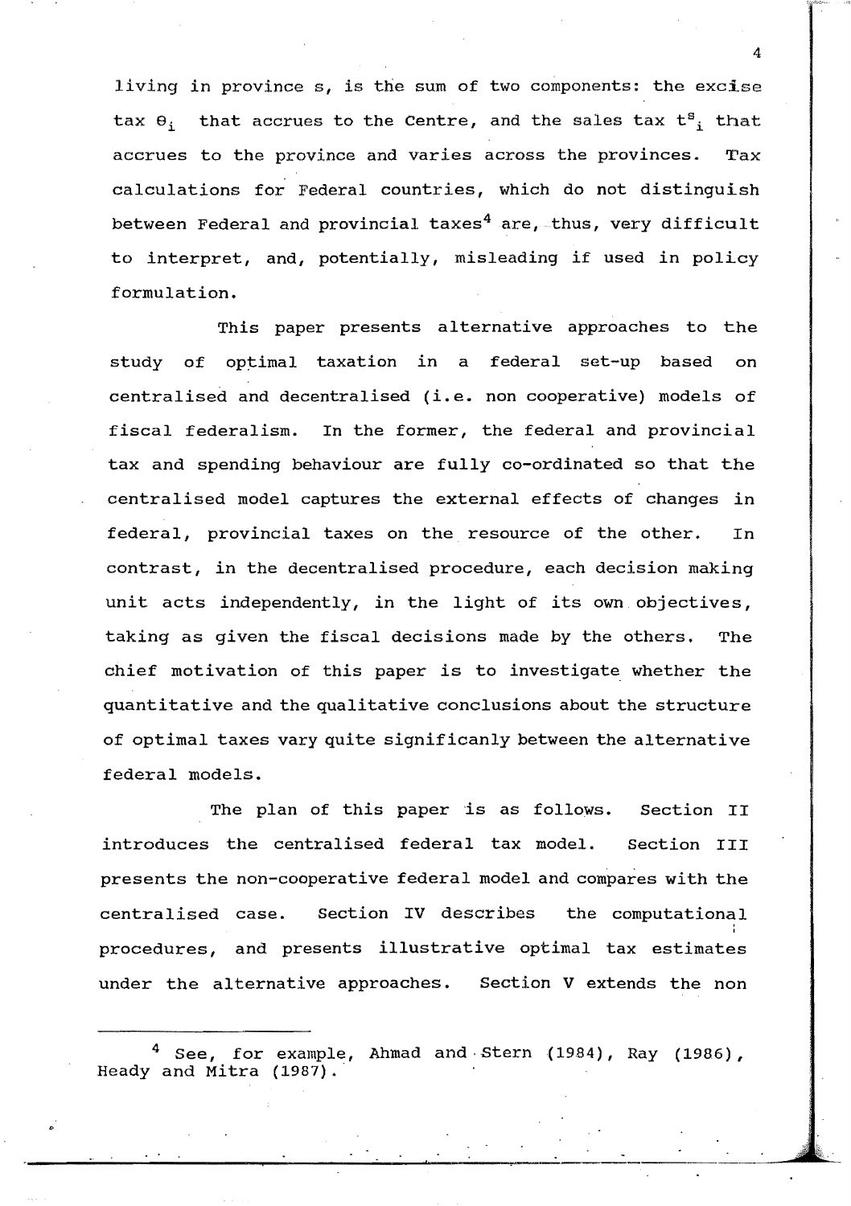living in province s, is the sum of two components: the excise tax $\theta_i$ that accrues to the Centre, and the sales tax $t^s_i$ that accrues to the province and varies across the provinces. Tax calculations for Federal countries, which do not distinguish between Federal and provincial taxes[4] are, thus, very difficult to interpret, and, potentially, misleading if used in policy formulation.

This paper presents alternative approaches to the study of optimal taxation in a federal set-up based on centralised and decentralised (i.e. non cooperative) models of fiscal federalism. In the former, the federal and provincial tax and spending behaviour are fully co-ordinated so that the centralised model captures the external effects of changes in federal, provincial taxes on the resource of the other. In contrast, in the decentralised procedure, each decision making unit acts independently, in the light of its own objectives, taking as given the fiscal decisions made by the others. The chief motivation of this paper is to investigate whether the quantitative and the qualitative conclusions about the structure of optimal taxes vary quite significanly between the alternative federal models.

The plan of this paper is as follows. Section II introduces the centralised federal tax model. Section III presents the non-cooperative federal model and compares with the centralised case. Section IV describes the computational procedures, and presents illustrative optimal tax estimates under the alternative approaches. Section V extends the non

---

[4] See, for example, Ahmad and Stern (1984), Ray (1986), Heady and Mitra (1987).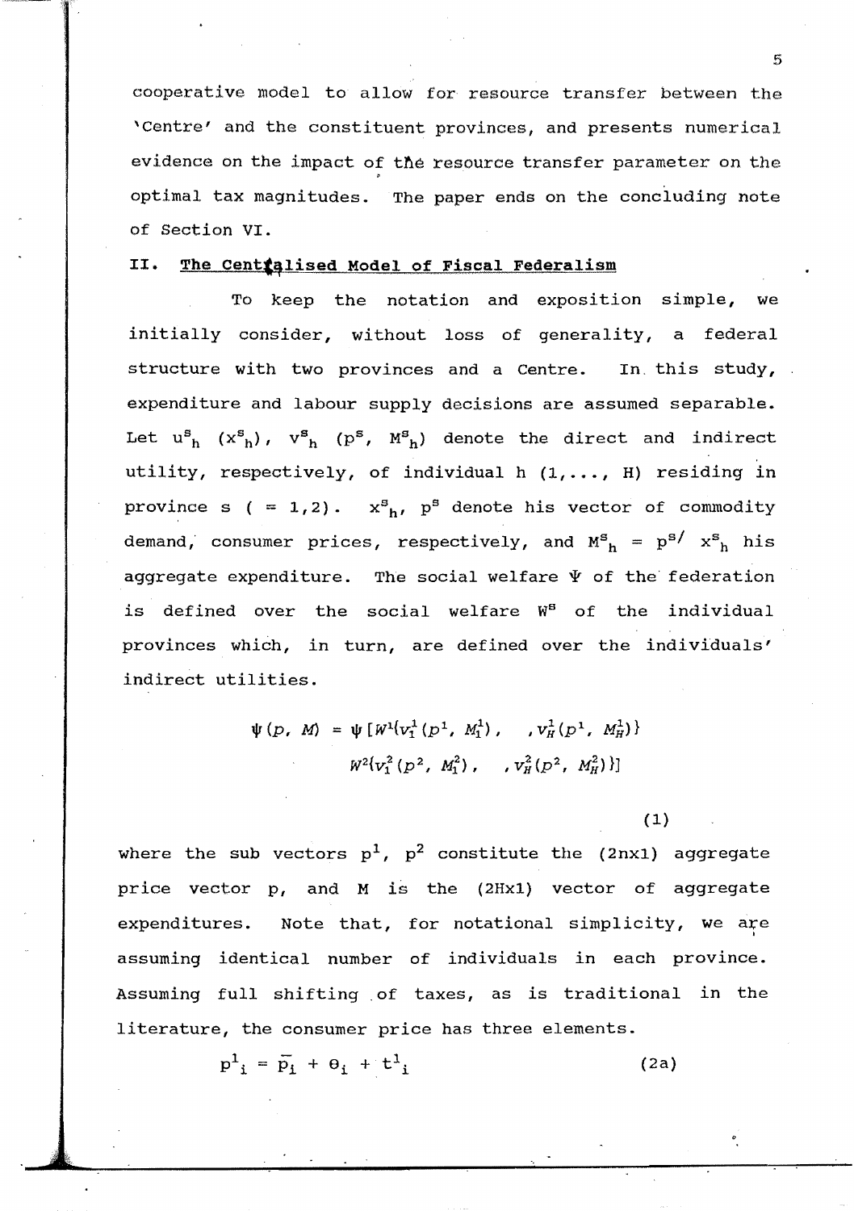cooperative model to allow for resource transfer between the 'Centre' and the constituent provinces, and presents numerical evidence on the impact of the resource transfer parameter on the optimal tax magnitudes. The paper ends on the concluding note of Section VI.

## II. The Centralised Model of Fiscal Federalism

To keep the notation and exposition simple, we initially consider, without loss of generality, a federal structure with two provinces and a Centre. In this study, expenditure and labour supply decisions are assumed separable. Let $u^s_h$ $(x^s_h)$, $v^s_h$ $(p^s, M^s_h)$ denote the direct and indirect utility, respectively, of individual h (1,..., H) residing in province s ( = 1,2). $x^s_h$, $p^s$ denote his vector of commodity demand, consumer prices, respectively, and $M^s_h = p^{s\prime} x^s_h$ his aggregate expenditure. The social welfare $\Psi$ of the federation is defined over the social welfare $W^s$ of the individual provinces which, in turn, are defined over the individuals' indirect utilities.

$$\psi(p, M) = \psi[W^1\{v_1^1(p^1, M_1^1), \quad , v_H^1(p^1, M_H^1)\}$$
$$W^2\{v_1^2(p^2, M_1^2), \quad , v_H^2(p^2, M_H^2)\}] \tag{1}$$

where the sub vectors $p^1$, $p^2$ constitute the (2nx1) aggregate price vector p, and M is the (2Hx1) vector of aggregate expenditures. Note that, for notational simplicity, we are assuming identical number of individuals in each province. Assuming full shifting of taxes, as is traditional in the literature, the consumer price has three elements.

$$p^1_i = \bar{p}_i + \theta_i + t^1_i \tag{2a}$$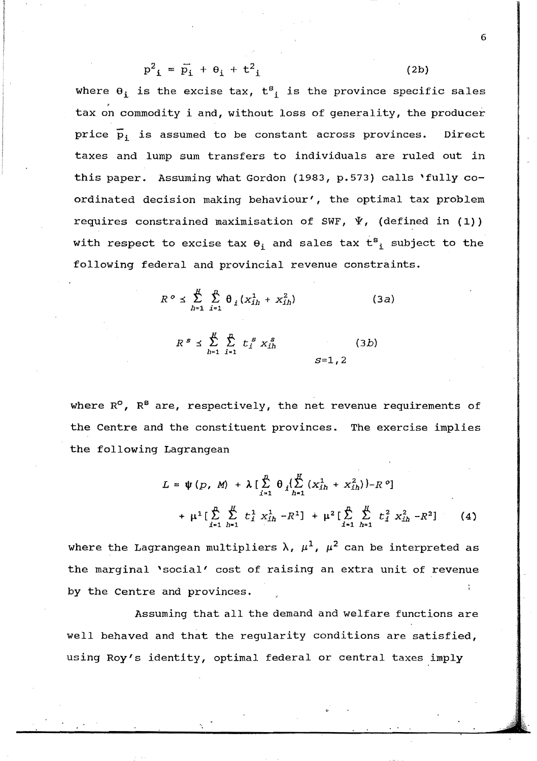$$p^2{}_i = \bar{p}_i + \theta_i + t^2{}_i \tag{2b}$$

where $\theta_i$ is the excise tax, $t^s{}_i$ is the province specific sales tax on commodity i and, without loss of generality, the producer price $\bar{p}_i$ is assumed to be constant across provinces. Direct taxes and lump sum transfers to individuals are ruled out in this paper. Assuming what Gordon (1983, p.573) calls 'fully co-ordinated decision making behaviour', the optimal tax problem requires constrained maximisation of SWF, $\Psi$, (defined in (1)) with respect to excise tax $\theta_i$ and sales tax $t^s{}_i$ subject to the following federal and provincial revenue constraints.

$$R^o \leq \sum_{h=1}^{H} \sum_{i=1}^{n} \theta_i (x_{ih}^1 + x_{ih}^2) \tag{3a}$$

$$R^s \leq \sum_{h=1}^{H} \sum_{i=1}^{n} t_i^s \, x_{ih}^s \qquad s=1,2 \tag{3b}$$

where $R^o$, $R^s$ are, respectively, the net revenue requirements of the Centre and the constituent provinces. The exercise implies the following Lagrangean

$$L = \psi(p,\, M) + \lambda \left[ \sum_{i=1}^{n} \theta_i \left( \sum_{h=1}^{H} (x_{ih}^1 + x_{ih}^2) \right) - R^o \right] + \mu^1 \left[ \sum_{i=1}^{n} \sum_{h=1}^{H} t_i^1 \, x_{ih}^1 - R^1 \right] + \mu^2 \left[ \sum_{i=1}^{n} \sum_{h=1}^{H} t_i^2 \, x_{ih}^2 - R^2 \right] \tag{4}$$

where the Lagrangean multipliers $\lambda$, $\mu^1$, $\mu^2$ can be interpreted as the marginal 'social' cost of raising an extra unit of revenue by the Centre and provinces.

Assuming that all the demand and welfare functions are well behaved and that the regularity conditions are satisfied, using Roy's identity, optimal federal or central taxes imply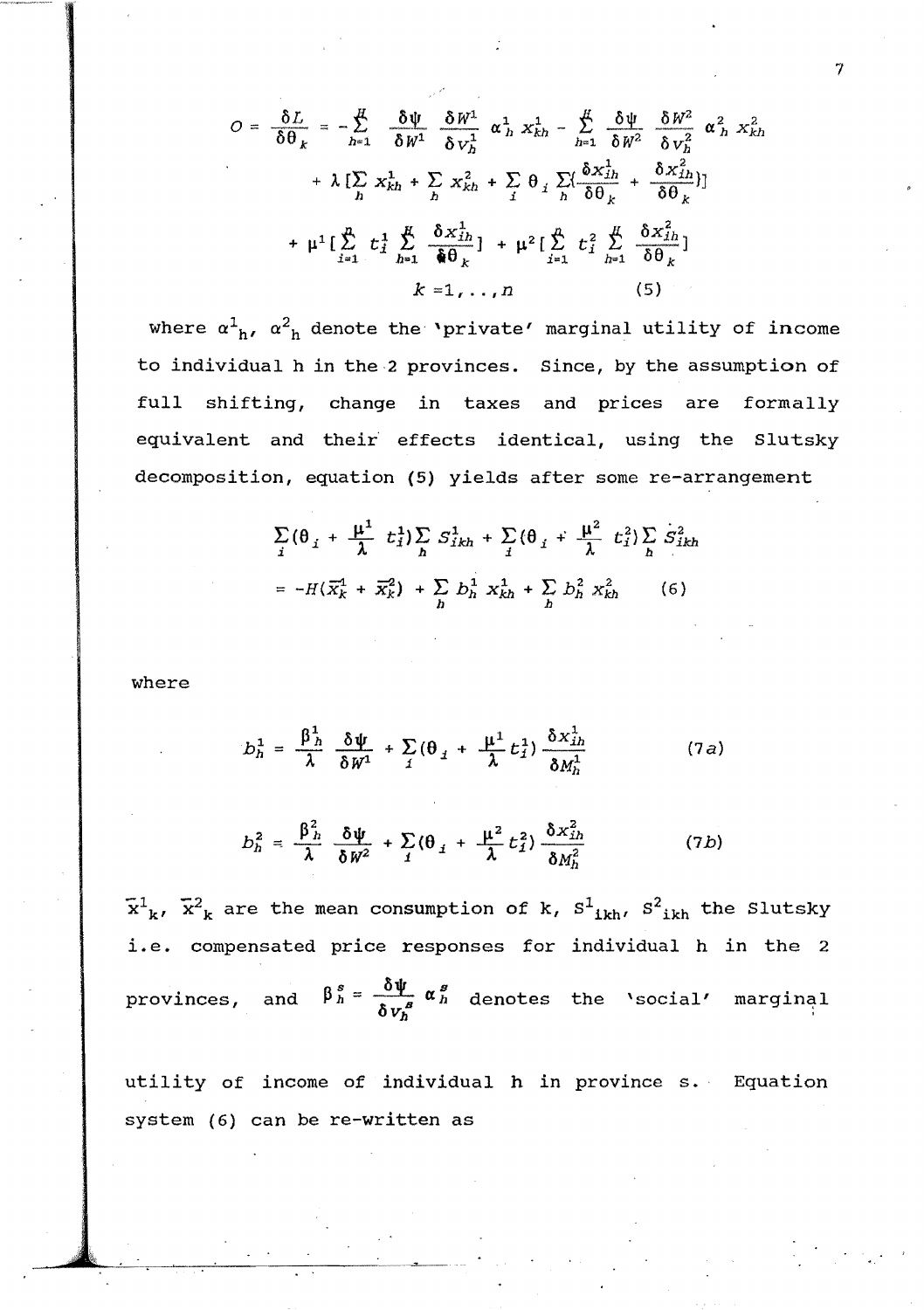$$O = \frac{\delta L}{\delta \theta_k} = -\sum_{h=1}^{H} \frac{\delta \psi}{\delta W^1} \frac{\delta W^1}{\delta v_h^1} \alpha_h^1 x_{kh}^1 - \sum_{h=1}^{H} \frac{\delta \psi}{\delta W^2} \frac{\delta W^2}{\delta v_h^2} \alpha_h^2 x_{kh}^2$$

$$+ \lambda [\sum_h x_{kh}^1 + \sum_h x_{kh}^2 + \sum_i \theta_i \sum_h (\frac{\delta x_{ih}^1}{\delta \theta_k} + \frac{\delta x_{ih}^2}{\delta \theta_k})]$$

$$+ \mu^1 [\sum_{i=1}^{n} t_i^1 \sum_{h=1}^{H} \frac{\delta x_{ih}^1}{\delta \theta_k}] + \mu^2 [\sum_{i=1}^{n} t_i^2 \sum_{h=1}^{H} \frac{\delta x_{ih}^2}{\delta \theta_k}]$$

$$k = 1, \ldots, n \qquad (5)$$

where $\alpha^1_h$, $\alpha^2_h$ denote the 'private' marginal utility of income to individual h in the 2 provinces. Since, by the assumption of full shifting, change in taxes and prices are formally equivalent and their effects identical, using the Slutsky decomposition, equation (5) yields after some re-arrangement

$$\sum_i (\theta_i + \frac{\mu^1}{\lambda} t_i^1) \sum_h S_{ikh}^1 + \sum_i (\theta_i + \frac{\mu^2}{\lambda} t_i^2) \sum_h S_{ikh}^2$$

$$= -H(\bar{x}_k^1 + \bar{x}_k^2) + \sum_h b_h^1 x_{kh}^1 + \sum_h b_h^2 x_{kh}^2 \qquad (6)$$

where

$$b_h^1 = \frac{\beta_h^1}{\lambda} \frac{\delta \psi}{\delta W^1} + \sum_i (\theta_i + \frac{\mu^1}{\lambda} t_i^1) \frac{\delta x_{ih}^1}{\delta M_h^1} \qquad (7a)$$

$$b_h^2 = \frac{\beta_h^2}{\lambda} \frac{\delta \psi}{\delta W^2} + \sum_i (\theta_i + \frac{\mu^2}{\lambda} t_i^2) \frac{\delta x_{ih}^2}{\delta M_h^2} \qquad (7b)$$

$\bar{x}^1_k$, $\bar{x}^2_k$ are the mean consumption of k, $S^1_{ikh}$, $S^2_{ikh}$ the Slutsky i.e. compensated price responses for individual h in the 2 provinces, and $\beta_h^s = \frac{\delta \psi}{\delta v_h^s} \alpha_h^s$ denotes the 'social' marginal utility of income of individual h in province s. Equation system (6) can be re-written as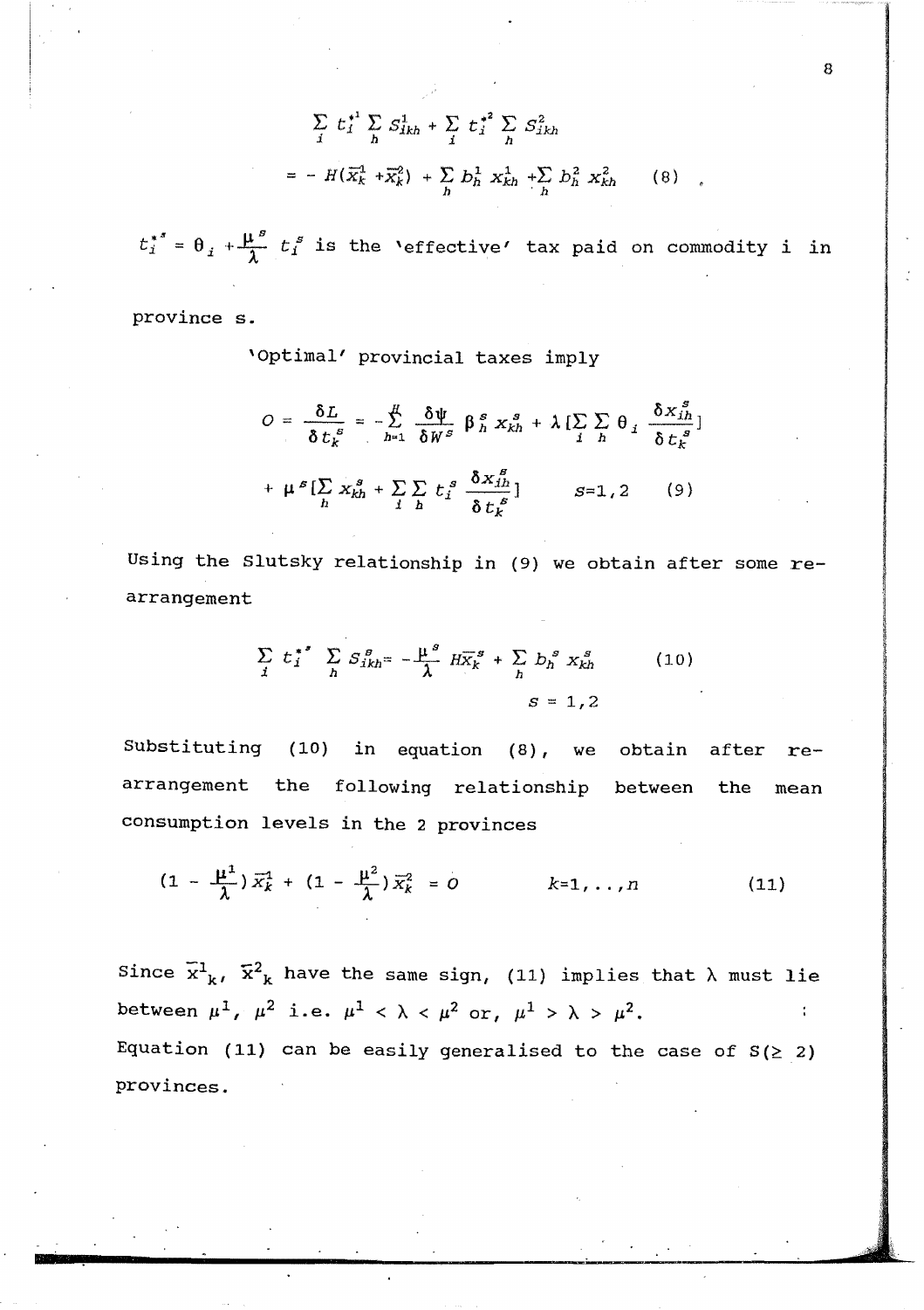$$\sum_i t_i^{*^1} \sum_h S_{ikh}^1 + \sum_i t_i^{*^2} \sum_h S_{ikh}^2$$

$$= - H(\bar{x}_k^1 + \bar{x}_k^2) + \sum_h b_h^1 \, x_{kh}^1 + \sum_h b_h^2 \, x_{kh}^2 \qquad (8)$$

$t_i^{*^s} = \theta_i + \frac{\mu^s}{\lambda} t_i^s$ is the 'effective' tax paid on commodity i in province s.

'Optimal' provincial taxes imply

$$0 = \frac{\delta L}{\delta t_k^s} = -\sum_{h=1}^{H} \frac{\delta \psi}{\delta W^s} \beta_h^s x_{kh}^s + \lambda [\sum_i \sum_h \theta_i \frac{\delta x_{ih}^s}{\delta t_k^s}]$$

$$+ \mu^s [\sum_h x_{kh}^s + \sum_i \sum_h t_i^s \frac{\delta x_{ih}^s}{\delta t_k^s}] \qquad s=1,2 \qquad (9)$$

Using the Slutsky relationship in (9) we obtain after some re-arrangement

$$\sum_i t_i^{*^s} \sum_h S_{ikh}^s = -\frac{\mu^s}{\lambda} H\bar{x}_k^s + \sum_h b_h^s \, x_{kh}^s \qquad (10)$$

$$s = 1,2$$

Substituting (10) in equation (8), we obtain after re-arrangement the following relationship between the mean consumption levels in the 2 provinces

$$(1 - \frac{\mu^1}{\lambda}) \bar{x}_k^1 + (1 - \frac{\mu^2}{\lambda}) \bar{x}_k^2 = 0 \qquad k=1,..,n \qquad (11)$$

Since $\bar{x}^1_k$, $\bar{x}^2_k$ have the same sign, (11) implies that $\lambda$ must lie between $\mu^1$, $\mu^2$ i.e. $\mu^1 < \lambda < \mu^2$ or, $\mu^1 > \lambda > \mu^2$.

Equation (11) can be easily generalised to the case of $S(\geq 2)$ provinces.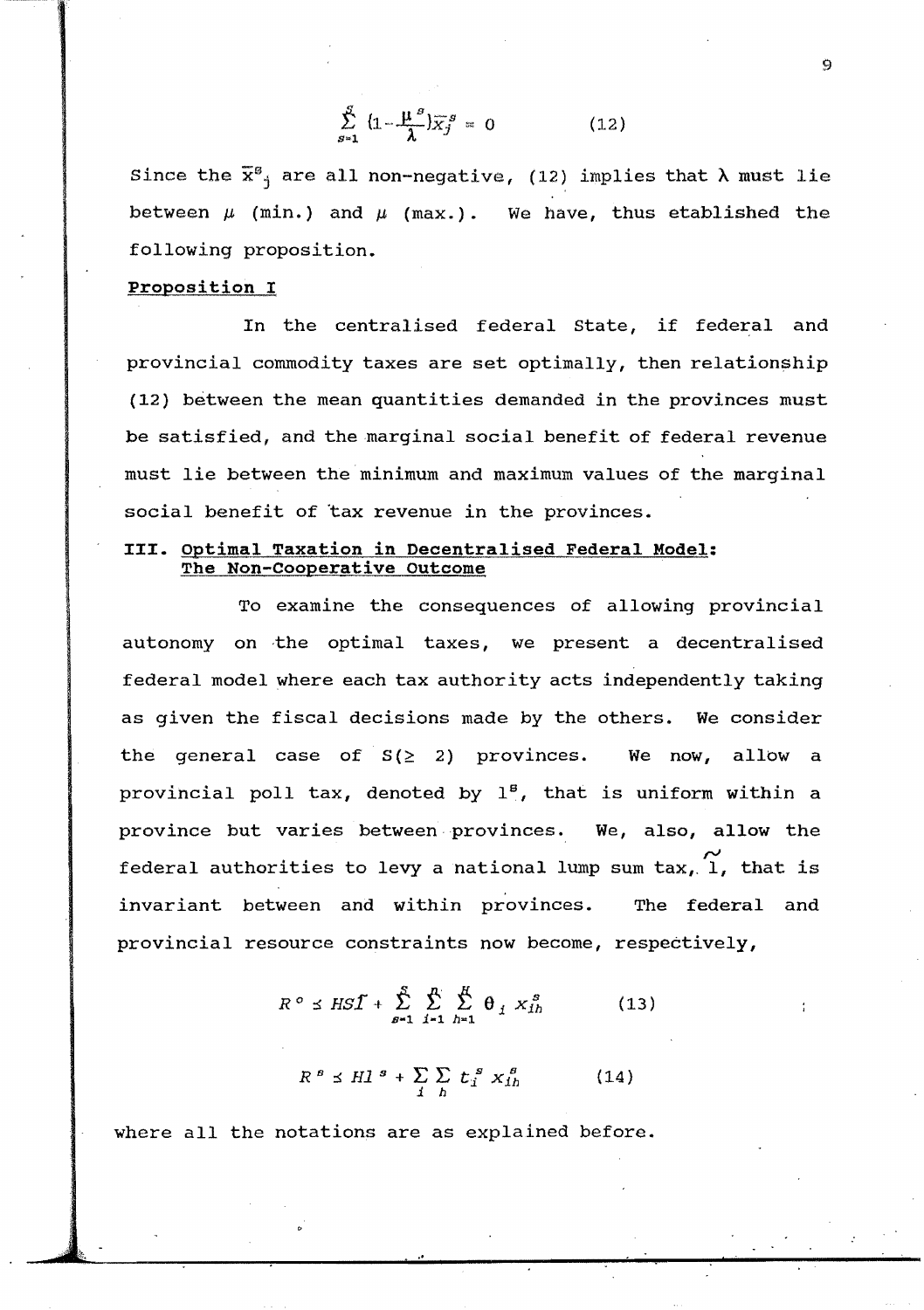$$\sum_{s=1}^{S} \left(1 - \frac{\mu^s}{\lambda}\right) \bar{x}_j^s = 0 \qquad (12)$$

Since the $\bar{x}^s_j$ are all non-negative, (12) implies that $\lambda$ must lie between $\mu$ (min.) and $\mu$ (max.). We have, thus established the following proposition.

**Proposition I**

In the centralised federal State, if federal and provincial commodity taxes are set optimally, then relationship (12) between the mean quantities demanded in the provinces must be satisfied, and the marginal social benefit of federal revenue must lie between the minimum and maximum values of the marginal social benefit of tax revenue in the provinces.

## III. Optimal Taxation in Decentralised Federal Model: The Non-Cooperative Outcome

To examine the consequences of allowing provincial autonomy on the optimal taxes, we present a decentralised federal model where each tax authority acts independently taking as given the fiscal decisions made by the others. We consider the general case of $S(\geq 2)$ provinces. We now, allow a provincial poll tax, denoted by $l^s$, that is uniform within a province but varies between provinces. We, also, allow the federal authorities to levy a national lump sum tax, $\tilde{l}$, that is invariant between and within provinces. The federal and provincial resource constraints now become, respectively,

$$R^o \leq HS\tilde{l} + \sum_{s=1}^{S} \sum_{i=1}^{n} \sum_{h=1}^{H} \theta_i \, x_{ih}^s \qquad (13)$$

$$R^s \leq Hl^s + \sum_{i} \sum_{h} t_i^s \, x_{ih}^s \qquad (14)$$

where all the notations are as explained before.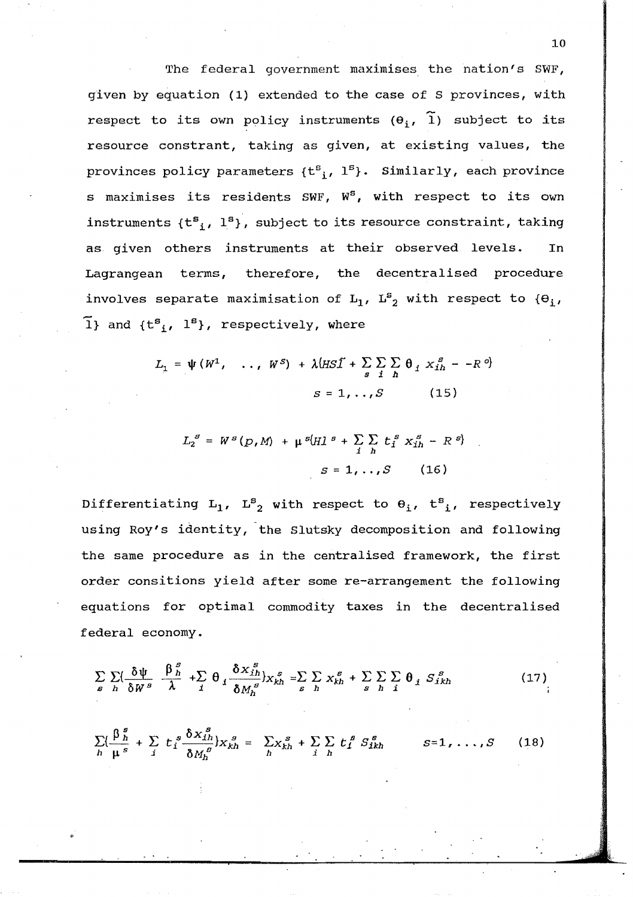The federal government maximises the nation's SWF, given by equation (1) extended to the case of S provinces, with respect to its own policy instruments $(\theta_i, \tilde{1})$ subject to its resource constrant, taking as given, at existing values, the provinces policy parameters $\{t^s_i, 1^s\}$. Similarly, each province s maximises its residents SWF, $W^s$, with respect to its own instruments $\{t^s_i, 1^s\}$, subject to its resource constraint, taking as given others instruments at their observed levels. In Lagrangean terms, therefore, the decentralised procedure involves separate maximisation of $L_1$, $L^s_2$ with respect to $\{\theta_i, \tilde{1}\}$ and $\{t^s_i, 1^s\}$, respectively, where

$$L_1 = \psi(W^1, \ \ldots, \ W^S) + \lambda(HS\tilde{l} + \sum_s \sum_i \sum_h \theta_i \, x^s_{ih} - -R^o) \qquad s = 1, \ldots, S \qquad (15)$$

$$L_2^s = W^s(p, M) + \mu^s(Hl^s + \sum_i \sum_h t^s_i \, x^s_{ih} - R^s) \qquad s = 1, \ldots, S \qquad (16)$$

Differentiating $L_1$, $L^s_2$ with respect to $\theta_i$, $t^s_i$, respectively using Roy's identity, the Slutsky decomposition and following the same procedure as in the centralised framework, the first order consitions yield after some re-arrangement the following equations for optimal commodity taxes in the decentralised federal economy.

$$\sum_s \sum_h \left(\frac{\delta\psi}{\delta W^s} \frac{\beta^s_h}{\lambda} + \sum_i \theta_i \frac{\delta x^s_{ih}}{\delta M^s_h}\right) x^s_{kh} = \sum_s \sum_h x^s_{kh} + \sum_s \sum_h \sum_i \theta_i \, S^s_{ikh} \qquad (17)$$

$$\sum_h \left(\frac{\beta^s_h}{\mu^s} + \sum_i t^s_i \frac{\delta x^s_{ih}}{\delta M^s_h}\right) x^s_{kh} = \sum_h x^s_{kh} + \sum_i \sum_h t^s_i \, S^s_{ikh} \qquad s = 1, \ldots, S \qquad (18)$$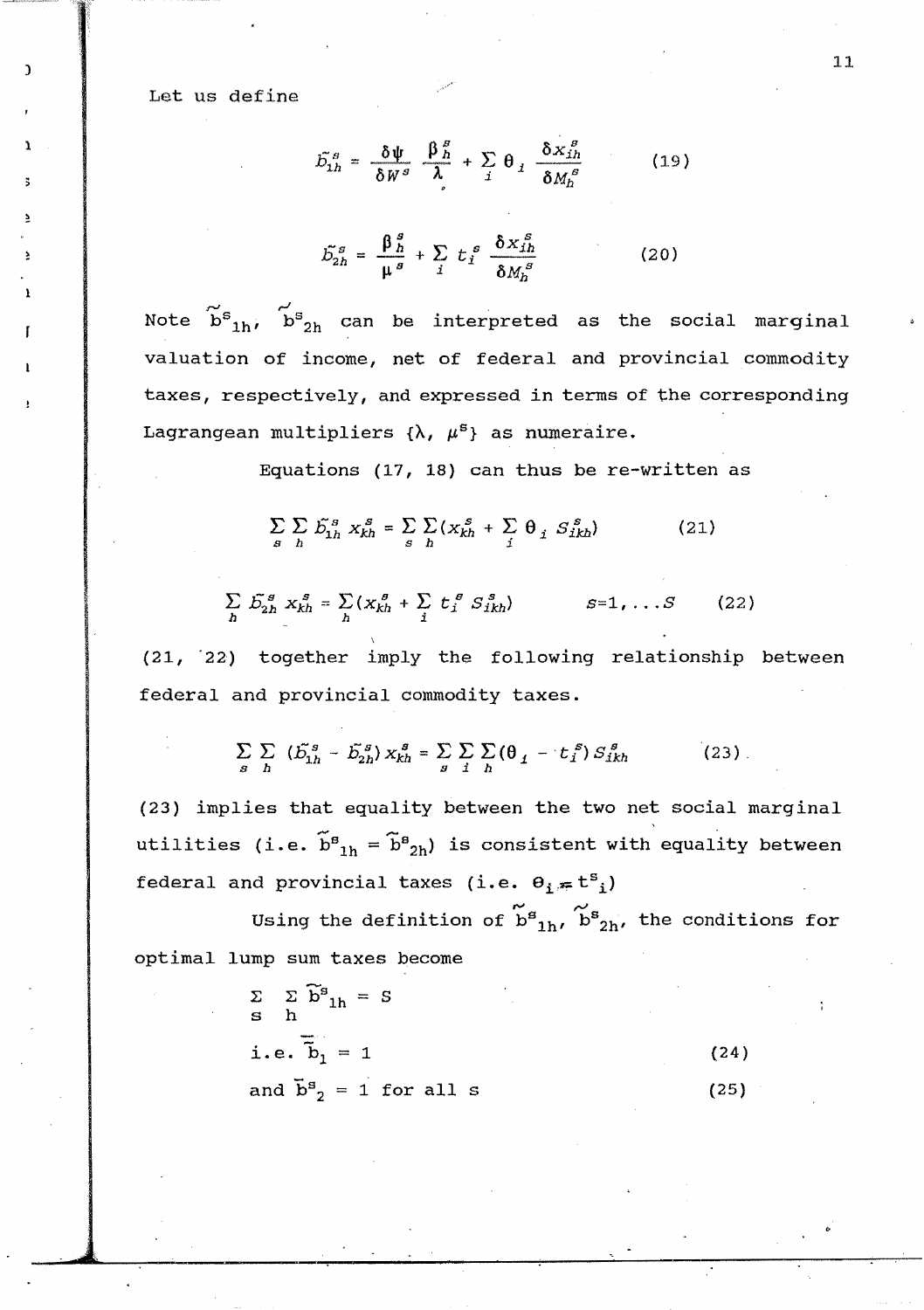Let us define

$$\tilde{b}_{1h}^{s} = \frac{\delta\psi}{\delta W^{s}} \frac{\beta_{h}^{s}}{\lambda} + \sum_{i} \theta_{i} \frac{\delta x_{ih}^{s}}{\delta M_{h}^{s}} \qquad (19)$$

$$\tilde{b}_{2h}^{s} = \frac{\beta_{h}^{s}}{\mu^{s}} + \sum_{i} t_{i}^{s} \frac{\delta x_{ih}^{s}}{\delta M_{h}^{s}} \qquad (20)$$

Note $\tilde{b}^{s}_{1h}$, $\tilde{b}^{s}_{2h}$ can be interpreted as the social marginal valuation of income, net of federal and provincial commodity taxes, respectively, and expressed in terms of the corresponding Lagrangean multipliers $\{\lambda, \mu^{s}\}$ as numeraire.

Equations (17, 18) can thus be re-written as

$$\sum_{s}\sum_{h} \tilde{b}_{1h}^{s} x_{kh}^{s} = \sum_{s}\sum_{h} (x_{kh}^{s} + \sum_{i} \theta_{i} S_{ikh}^{s}) \qquad (21)$$

$$\sum_{h} \tilde{b}_{2h}^{s} x_{kh}^{s} = \sum_{h} (x_{kh}^{s} + \sum_{i} t_{i}^{s} S_{ikh}^{s}) \qquad s=1,\ldots S \qquad (22)$$

(21, 22) together imply the following relationship between federal and provincial commodity taxes.

$$\sum_{s}\sum_{h} (\tilde{b}_{1h}^{s} - \tilde{b}_{2h}^{s}) x_{kh}^{s} = \sum_{s}\sum_{i}\sum_{h} (\theta_{i} - t_{i}^{s}) S_{ikh}^{s} \qquad (23)$$

(23) implies that equality between the two net social marginal utilities (i.e. $\tilde{b}^{s}_{1h} = \tilde{b}^{s}_{2h}$) is consistent with equality between federal and provincial taxes (i.e. $\theta_{i} = t^{s}_{i}$)

Using the definition of $\tilde{b}^{s}_{1h}$, $\tilde{b}^{s}_{2h}$, the conditions for optimal lump sum taxes become

$$\sum_{s}\sum_{h} \tilde{b}^{s}_{1h} = S$$

$$\text{i.e. } \bar{\bar{b}}_{1} = 1 \qquad (24)$$

$$\text{and } \bar{b}^{s}_{2} = 1 \text{ for all } s \qquad (25)$$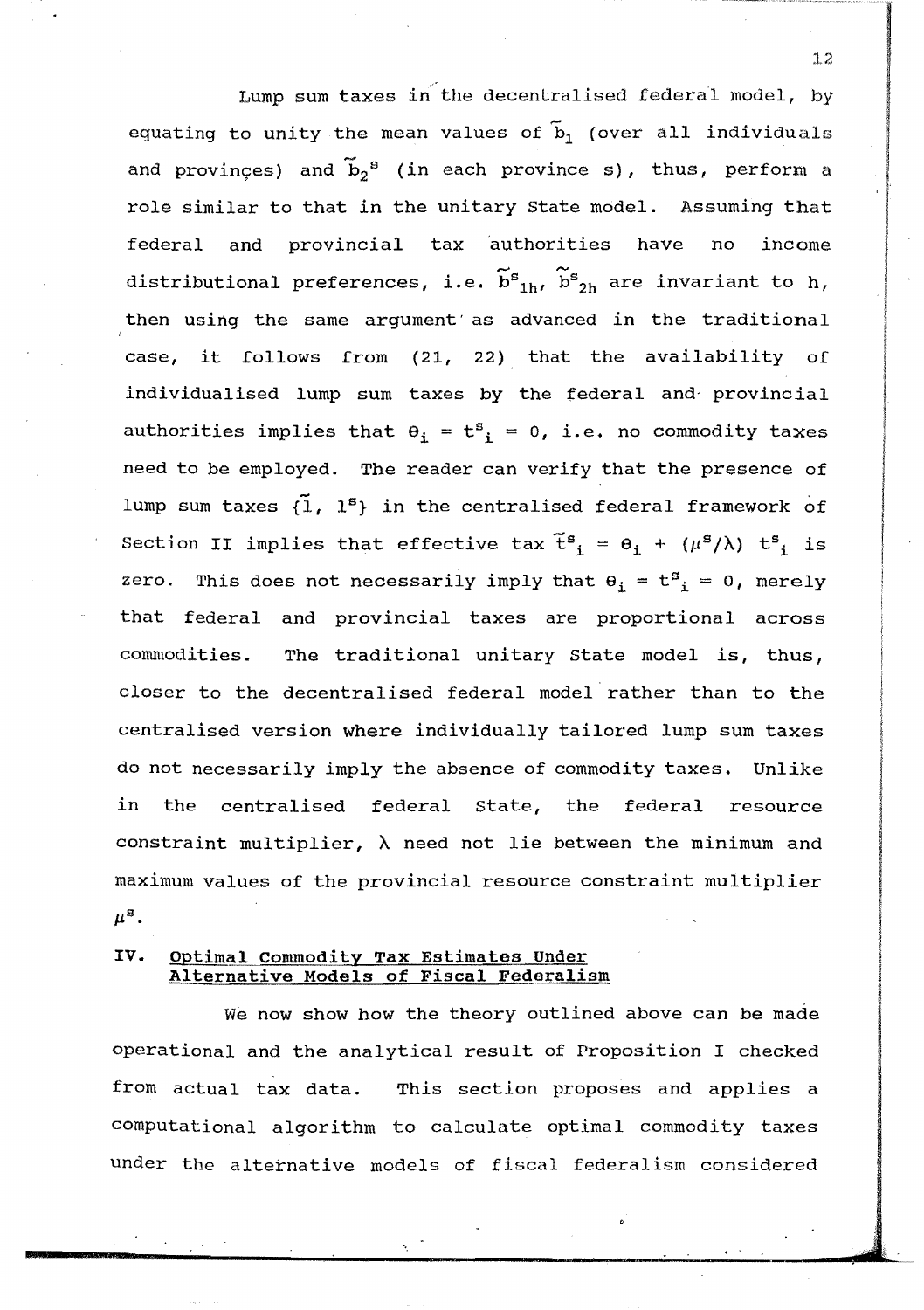Lump sum taxes in the decentralised federal model, by equating to unity the mean values of $\tilde{b}_1$ (over all individuals and provinces) and $\tilde{b}_2^s$ (in each province s), thus, perform a role similar to that in the unitary State model. Assuming that federal and provincial tax authorities have no income distributional preferences, i.e. $\tilde{b}^s_{1h}$, $\tilde{b}^s_{2h}$ are invariant to h, then using the same argument as advanced in the traditional case, it follows from (21, 22) that the availability of individualised lump sum taxes by the federal and provincial authorities implies that $\theta_i = t^s_i = 0$, i.e. no commodity taxes need to be employed. The reader can verify that the presence of lump sum taxes $\{\tilde{1}, 1^s\}$ in the centralised federal framework of Section II implies that effective tax $\tilde{t}^s_i = \theta_i + (\mu^s/\lambda)\ t^s_i$ is zero. This does not necessarily imply that $\theta_i = t^s_i = 0$, merely that federal and provincial taxes are proportional across commodities. The traditional unitary State model is, thus, closer to the decentralised federal model rather than to the centralised version where individually tailored lump sum taxes do not necessarily imply the absence of commodity taxes. Unlike in the centralised federal State, the federal resource constraint multiplier, $\lambda$ need not lie between the minimum and maximum values of the provincial resource constraint multiplier $\mu^s$.

## IV. Optimal Commodity Tax Estimates Under Alternative Models of Fiscal Federalism

We now show how the theory outlined above can be made operational and the analytical result of Proposition I checked from actual tax data. This section proposes and applies a computational algorithm to calculate optimal commodity taxes under the alternative models of fiscal federalism considered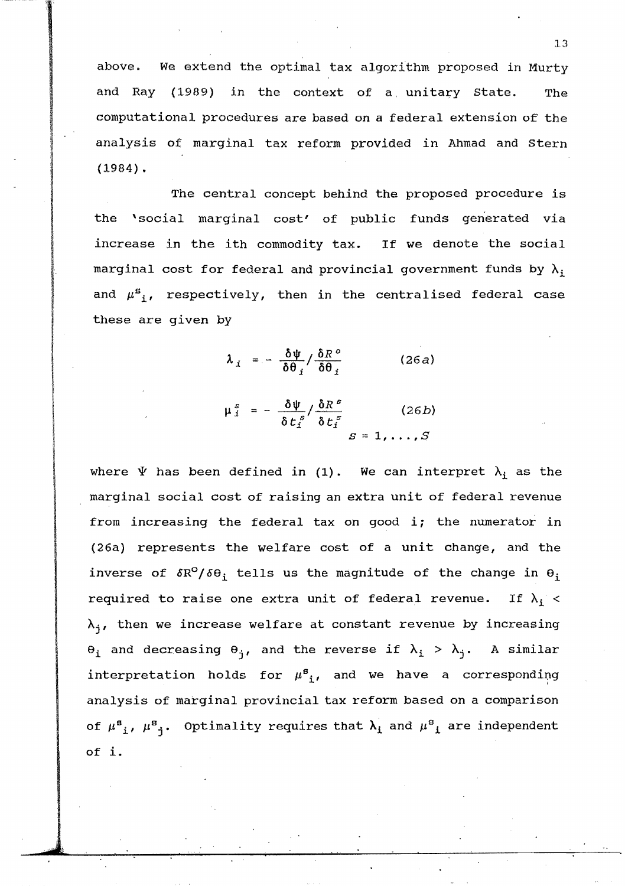above. We extend the optimal tax algorithm proposed in Murty and Ray (1989) in the context of a unitary State. The computational procedures are based on a federal extension of the analysis of marginal tax reform provided in Ahmad and Stern (1984).

The central concept behind the proposed procedure is the 'social marginal cost' of public funds generated via increase in the ith commodity tax. If we denote the social marginal cost for federal and provincial government funds by $\lambda_i$ and $\mu^s_i$, respectively, then in the centralised federal case these are given by

$$\lambda_i = -\frac{\delta\psi}{\delta\theta_i} / \frac{\delta R^o}{\delta\theta_i} \qquad (26a)$$

$$\mu_i^s = -\frac{\delta\psi}{\delta t_i^s} / \frac{\delta R^s}{\delta t_i^s} \qquad (26b)$$

$$s = 1, \ldots, S$$

where $\Psi$ has been defined in (1). We can interpret $\lambda_i$ as the marginal social cost of raising an extra unit of federal revenue from increasing the federal tax on good i; the numerator in (26a) represents the welfare cost of a unit change, and the inverse of $\delta R^o/\delta\theta_i$ tells us the magnitude of the change in $\theta_i$ required to raise one extra unit of federal revenue. If $\lambda_i < \lambda_j$, then we increase welfare at constant revenue by increasing $\theta_i$ and decreasing $\theta_j$, and the reverse if $\lambda_i > \lambda_j$. A similar interpretation holds for $\mu^s_i$, and we have a corresponding analysis of marginal provincial tax reform based on a comparison of $\mu^s_i$, $\mu^s_j$. Optimality requires that $\lambda_i$ and $\mu^s_i$ are independent of i.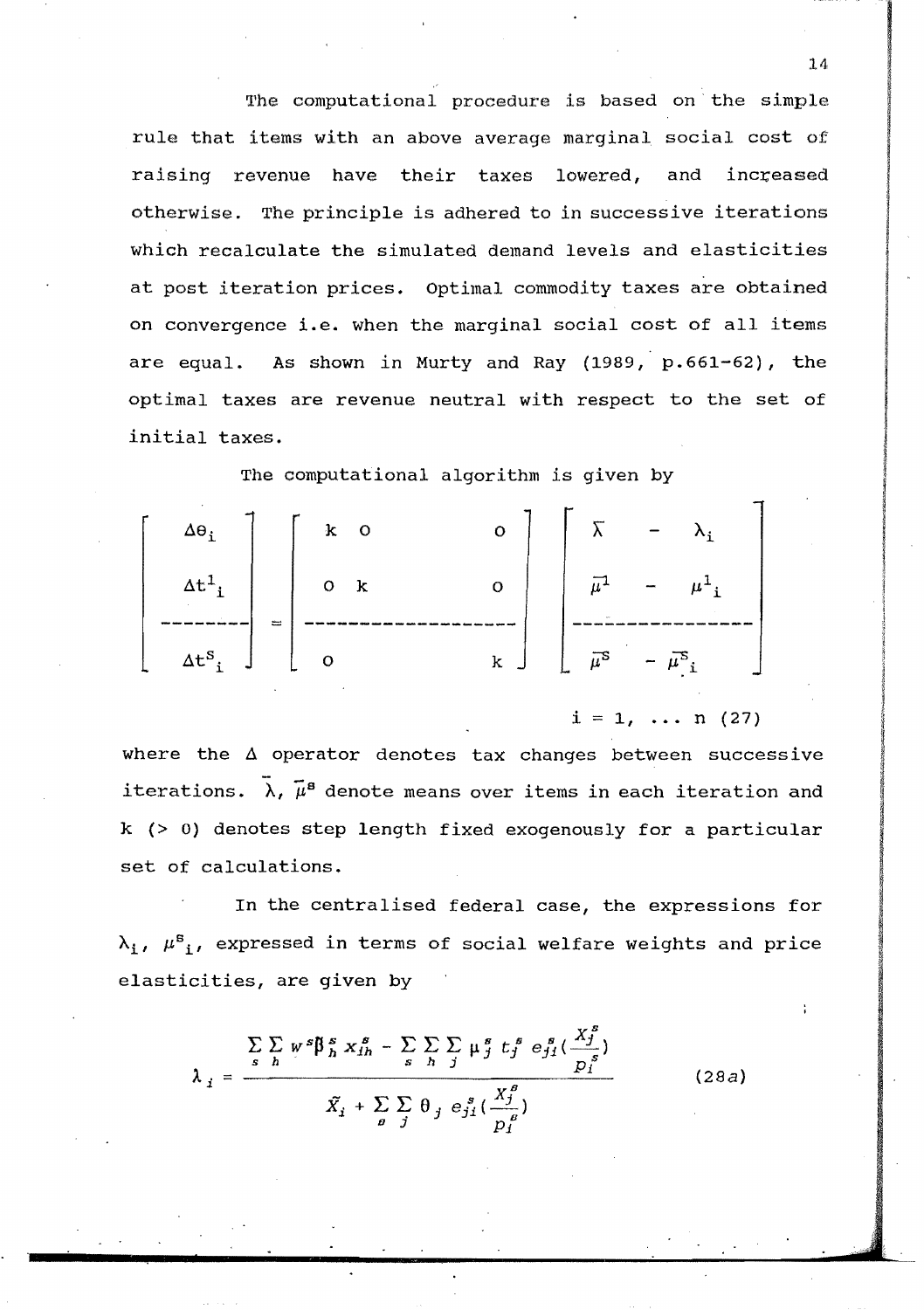The computational procedure is based on the simple rule that items with an above average marginal social cost of raising revenue have their taxes lowered, and increased otherwise. The principle is adhered to in successive iterations which recalculate the simulated demand levels and elasticities at post iteration prices. Optimal commodity taxes are obtained on convergence i.e. when the marginal social cost of all items are equal. As shown in Murty and Ray (1989, p.661-62), the optimal taxes are revenue neutral with respect to the set of initial taxes.

The computational algorithm is given by

$$\begin{bmatrix} \Delta\theta_i \\ \Delta t^1{}_i \\ \text{--------} \\ \Delta t^S{}_i \end{bmatrix} = \begin{bmatrix} k & 0 & & 0 \\ 0 & k & & 0 \\ \text{-----} & \text{-----} & \text{-----} & \text{-----} \\ 0 & & & k \end{bmatrix} \begin{bmatrix} \bar{\lambda} & - & \lambda_i \\ \bar{\mu}^1 & - & \mu^1{}_i \\ \text{-----} & \text{-----} & \text{-----} \\ \bar{\mu}^S & - & \bar{\mu}^S{}_i \end{bmatrix} \qquad i = 1, \ldots n \quad (27)$$

where the $\Delta$ operator denotes tax changes between successive iterations. $\bar{\lambda}$, $\bar{\mu}^s$ denote means over items in each iteration and k (> 0) denotes step length fixed exogenously for a particular set of calculations.

In the centralised federal case, the expressions for $\lambda_i$, $\mu^s{}_i$, expressed in terms of social welfare weights and price elasticities, are given by

$$\lambda_i = \frac{\sum_s \sum_h w^s \beta_h^s x_{ih}^s - \sum_s \sum_h \sum_j \mu_j^s t_j^s e_{ji}^s \left(\frac{X_j^s}{p_i^s}\right)}{\tilde{X}_i + \sum_s \sum_j \theta_j e_{ji}^s \left(\frac{X_j^s}{p_i^s}\right)} \qquad (28a)$$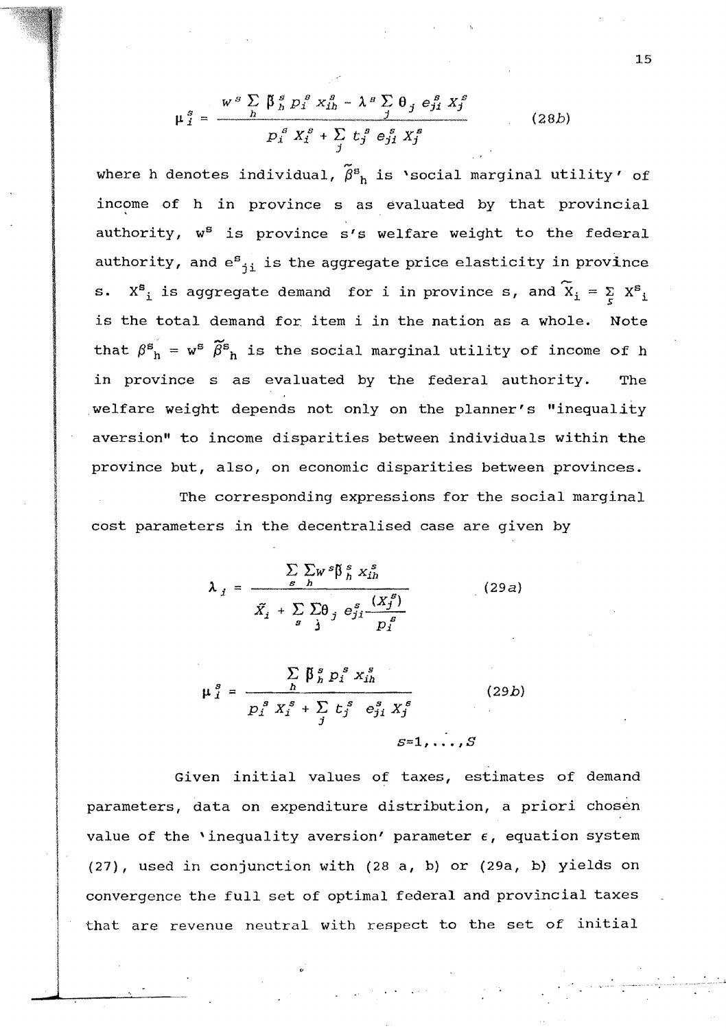$$\mu_i^s = \frac{w^s \sum_h \tilde{\beta}_h^s p_i^s x_{ih}^s - \lambda^s \sum_j \theta_j e_{ji}^s X_j^s}{p_i^s X_i^s + \sum_j t_j^s e_{ji}^s X_j^s} \qquad (28b)$$

where h denotes individual, $\tilde{\beta}^s_h$ is 'social marginal utility' of income of h in province s as evaluated by that provincial authority, $w^s$ is province s's welfare weight to the federal authority, and $e^s_{ji}$ is the aggregate price elasticity in province s. $X^s_i$ is aggregate demand for i in province s, and $\tilde{X}_i = \sum_s X^s_i$ is the total demand for item i in the nation as a whole. Note that $\beta^s_h = w^s \tilde{\beta}^s_h$ is the social marginal utility of income of h in province s as evaluated by the federal authority. The welfare weight depends not only on the planner's "inequality aversion" to income disparities between individuals within the province but, also, on economic disparities between provinces.

The corresponding expressions for the social marginal cost parameters in the decentralised case are given by

$$\lambda_i = \frac{\sum_s \sum_h w^s \tilde{\beta}_h^s x_{ih}^s}{\tilde{X}_i + \sum_s \sum_j \theta_j e_{ji}^s \frac{(X_j^s)}{p_i^s}} \qquad (29a)$$

$$\mu_i^s = \frac{\sum_h \tilde{\beta}_h^s p_i^s x_{ih}^s}{p_i^s X_i^s + \sum_j t_j^s e_{ji}^s X_j^s} \qquad (29b)$$

$$s=1,\ldots,S$$

Given initial values of taxes, estimates of demand parameters, data on expenditure distribution, a priori chosen value of the 'inequality aversion' parameter $\epsilon$, equation system (27), used in conjunction with (28 a, b) or (29a, b) yields on convergence the full set of optimal federal and provincial taxes that are revenue neutral with respect to the set of initial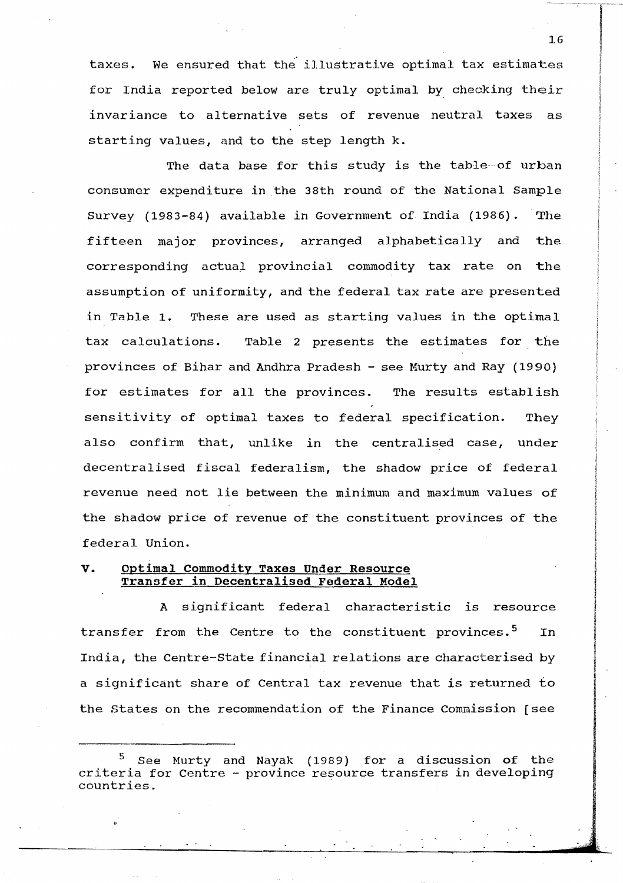taxes. We ensured that the illustrative optimal tax estimates for India reported below are truly optimal by checking their invariance to alternative sets of revenue neutral taxes as starting values, and to the step length k.

The data base for this study is the table of urban consumer expenditure in the 38th round of the National Sample Survey (1983-84) available in Government of India (1986). The fifteen major provinces, arranged alphabetically and the corresponding actual provincial commodity tax rate on the assumption of uniformity, and the federal tax rate are presented in Table 1. These are used as starting values in the optimal tax calculations. Table 2 presents the estimates for the provinces of Bihar and Andhra Pradesh - see Murty and Ray (1990) for estimates for all the provinces. The results establish sensitivity of optimal taxes to federal specification. They also confirm that, unlike in the centralised case, under decentralised fiscal federalism, the shadow price of federal revenue need not lie between the minimum and maximum values of the shadow price of revenue of the constituent provinces of the federal Union.

## V. Optimal Commodity Taxes Under Resource Transfer in Decentralised Federal Model

A significant federal characteristic is resource transfer from the Centre to the constituent provinces.[5] In India, the Centre-State financial relations are characterised by a significant share of Central tax revenue that is returned to the States on the recommendation of the Finance Commission [see

---

[5] See Murty and Nayak (1989) for a discussion of the criteria for Centre - province resource transfers in developing countries.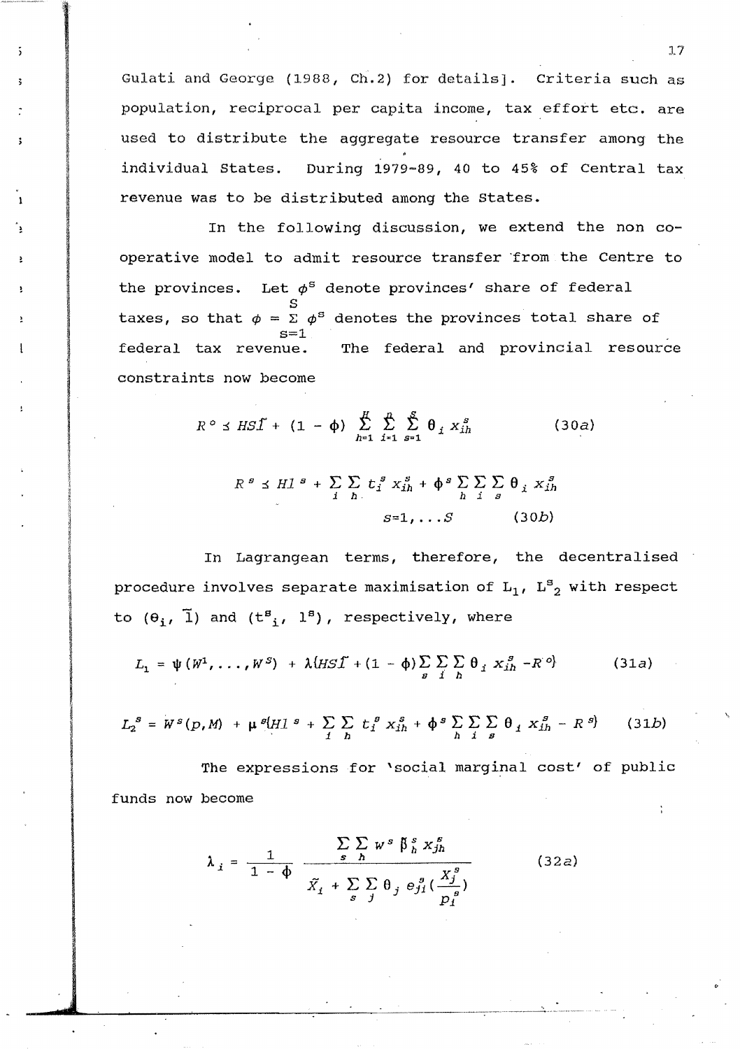Gulati and George (1988, Ch.2) for details]. Criteria such as population, reciprocal per capita income, tax effort etc. are used to distribute the aggregate resource transfer among the individual States. During 1979-89, 40 to 45% of Central tax revenue was to be distributed among the States.

In the following discussion, we extend the non co-operative model to admit resource transfer from the Centre to the provinces. Let $\phi^s$ denote provinces' share of federal taxes, so that $\phi = \sum_{s=1}^{S} \phi^s$ denotes the provinces total share of federal tax revenue. The federal and provincial resource constraints now become

$$R^o \leq HS\bar{I} + (1 - \phi) \sum_{h=1}^{H} \sum_{i=1}^{n} \sum_{s=1}^{S} \theta_i x_{ih}^s \qquad (30a)$$

$$R^s \leq HI^s + \sum_i \sum_h t_i^s x_{ih}^s + \phi^s \sum_h \sum_i \sum_s \theta_i x_{ih}^s$$
$$s=1,\ldots S \qquad (30b)$$

In Lagrangean terms, therefore, the decentralised procedure involves separate maximisation of $L_1$, $L^s_2$ with respect to $(\theta_i, \bar{1})$ and $(t^s_i, 1^s)$, respectively, where

$$L_1 = \psi(W^1,\ldots,W^S) + \lambda\{HS\bar{I} + (1-\phi)\sum_s \sum_i \sum_h \theta_i x_{ih}^s - R^o\} \qquad (31a)$$

$$L_2^s = W^s(p,M) + \mu^s\{HI^s + \sum_i \sum_h t_i^s x_{ih}^s + \phi^s \sum_h \sum_i \sum_s \theta_i x_{ih}^s - R^s\} \qquad (31b)$$

The expressions for 'social marginal cost' of public funds now become

$$\lambda_i = \frac{1}{1-\phi} \frac{\sum_s \sum_h w^s \beta_h^s x_{jh}^s}{\tilde{X}_i + \sum_s \sum_j \theta_j e_{ji}^s (\frac{X_j^s}{p_i^s})} \qquad (32a)$$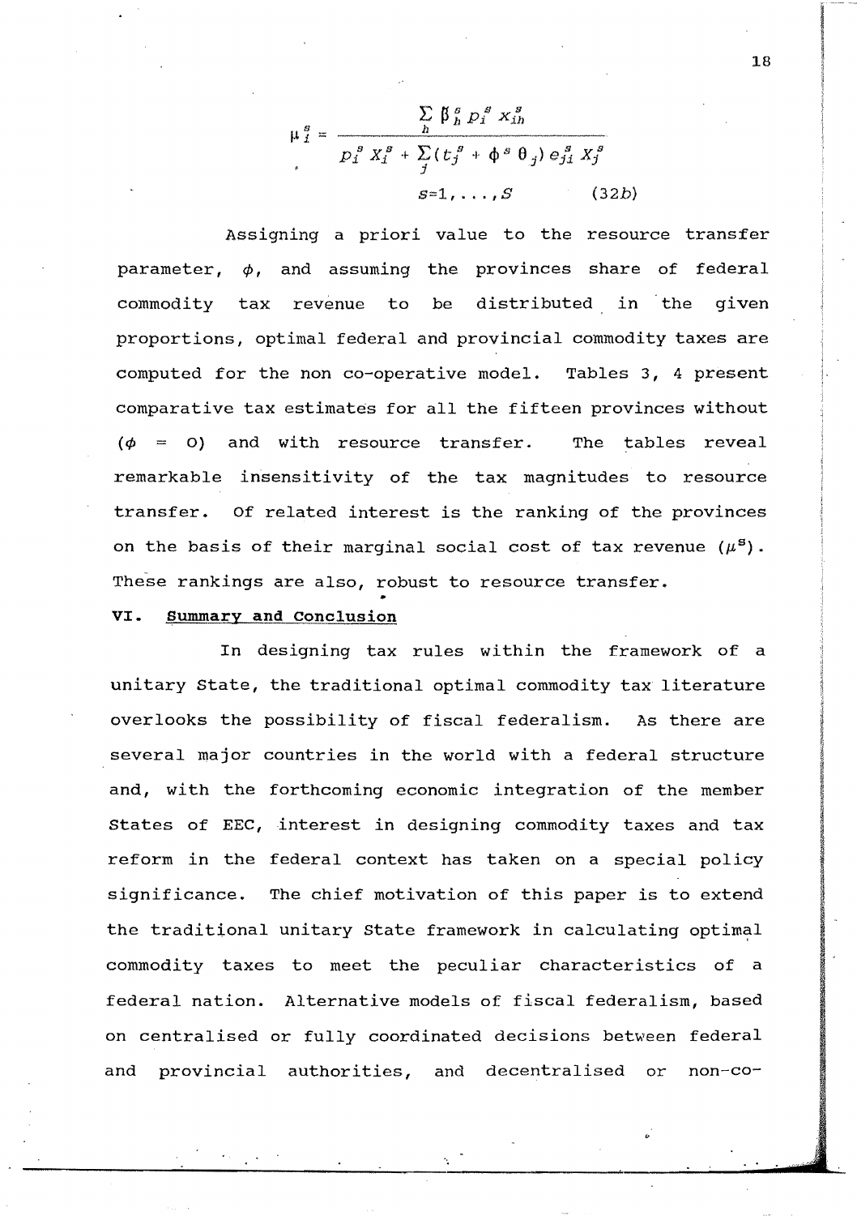$$\mu_i^s = \frac{\sum_h \beta_h^s p_i^s x_{ih}^s}{p_i^s X_i^s + \sum_j (t_j^s + \phi^s \theta_j) e_{ji}^s X_j^s} \qquad s=1,\ldots,S \qquad (32b)$$

Assigning a priori value to the resource transfer parameter, $\phi$, and assuming the provinces share of federal commodity tax revenue to be distributed in the given proportions, optimal federal and provincial commodity taxes are computed for the non co-operative model. Tables 3, 4 present comparative tax estimates for all the fifteen provinces without ($\phi$ = O) and with resource transfer. The tables reveal remarkable insensitivity of the tax magnitudes to resource transfer. Of related interest is the ranking of the provinces on the basis of their marginal social cost of tax revenue ($\mu^s$). These rankings are also, robust to resource transfer.

## VI. Summary and Conclusion

In designing tax rules within the framework of a unitary State, the traditional optimal commodity tax literature overlooks the possibility of fiscal federalism. As there are several major countries in the world with a federal structure and, with the forthcoming economic integration of the member States of EEC, interest in designing commodity taxes and tax reform in the federal context has taken on a special policy significance. The chief motivation of this paper is to extend the traditional unitary State framework in calculating optimal commodity taxes to meet the peculiar characteristics of a federal nation. Alternative models of fiscal federalism, based on centralised or fully coordinated decisions between federal and provincial authorities, and decentralised or non-co-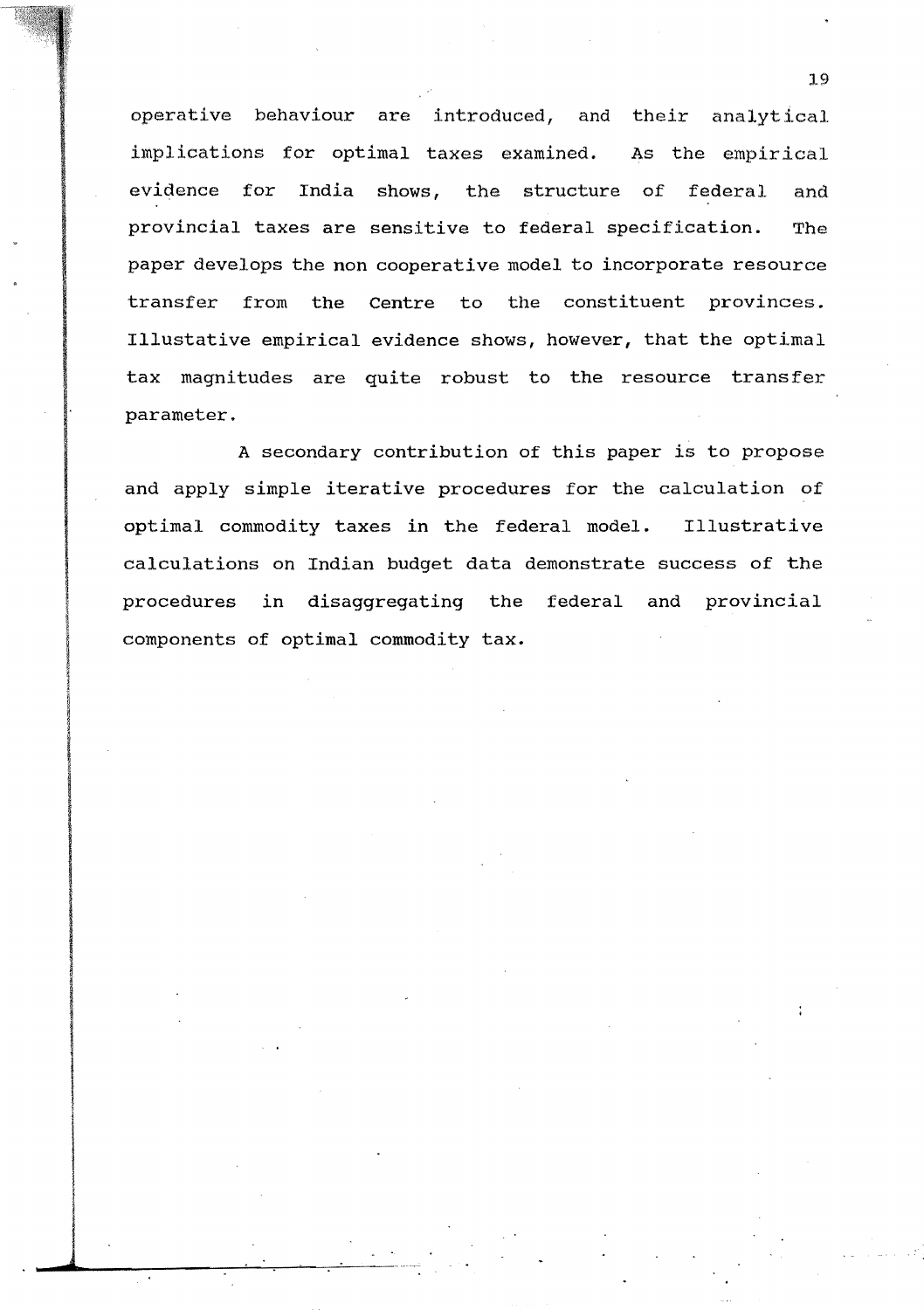operative behaviour are introduced, and their analytical implications for optimal taxes examined. As the empirical evidence for India shows, the structure of federal and provincial taxes are sensitive to federal specification. The paper develops the non cooperative model to incorporate resource transfer from the Centre to the constituent provinces. Illustative empirical evidence shows, however, that the optimal tax magnitudes are quite robust to the resource transfer parameter.

A secondary contribution of this paper is to propose and apply simple iterative procedures for the calculation of optimal commodity taxes in the federal model. Illustrative calculations on Indian budget data demonstrate success of the procedures in disaggregating the federal and provincial components of optimal commodity tax.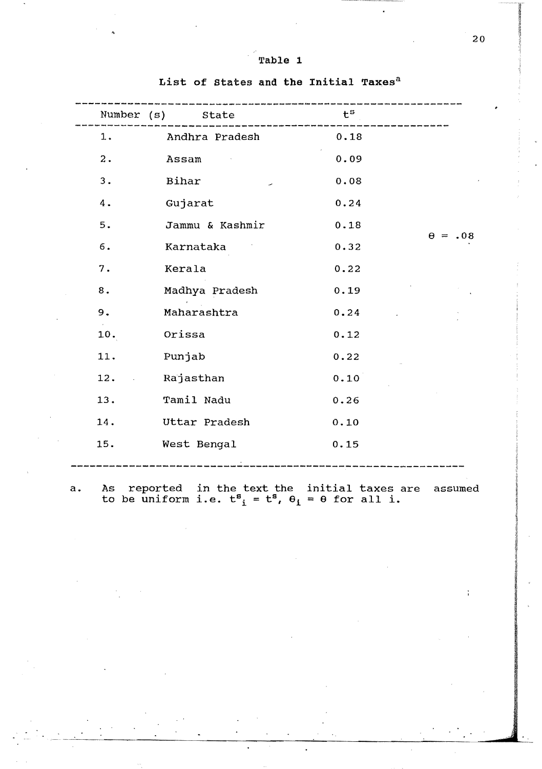Table 1

List of States and the Initial Taxes[a]

| Number (s) | State | $t^s$ | |
|---|---|---|---|
| 1. | Andhra Pradesh | 0.18 | |
| 2. | Assam | 0.09 | |
| 3. | Bihar | 0.08 | |
| 4. | Gujarat | 0.24 | |
| 5. | Jammu & Kashmir | 0.18 | $\theta = .08$ |
| 6. | Karnataka | 0.32 | |
| 7. | Kerala | 0.22 | |
| 8. | Madhya Pradesh | 0.19 | |
| 9. | Maharashtra | 0.24 | |
| 10. | Orissa | 0.12 | |
| 11. | Punjab | 0.22 | |
| 12. | Rajasthan | 0.10 | |
| 13. | Tamil Nadu | 0.26 | |
| 14. | Uttar Pradesh | 0.10 | |
| 15. | West Bengal | 0.15 | |

a. As reported in the text the initial taxes are assumed to be uniform i.e. $t^s_i = t^s$, $\theta_i = \theta$ for all i.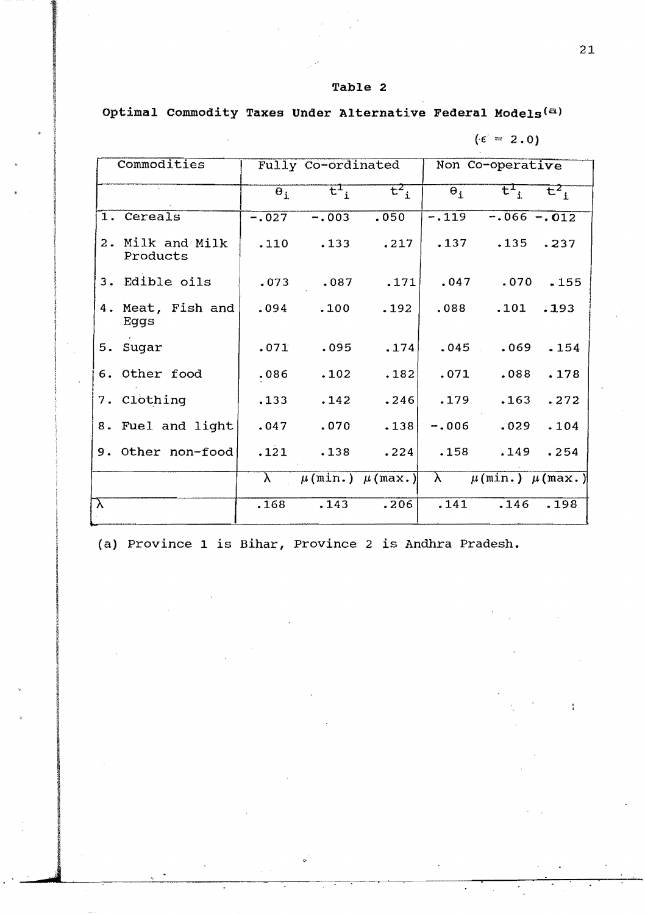# Table 2

**Optimal Commodity Taxes Under Alternative Federal Models[(a)]**

$(\epsilon = 2.0)$

| Commodities | Fully Co-ordinated | | | Non Co-operative | | |
|---|---|---|---|---|---|---|
| | $\theta_i$ | $t^1_i$ | $t^2_i$ | $\theta_i$ | $t^1_i$ | $t^2_i$ |
| 1. Cereals | -.027 | -.003 | .050 | -.119 | -.066 | -.012 |
| 2. Milk and Milk Products | .110 | .133 | .217 | .137 | .135 | .237 |
| 3. Edible oils | .073 | .087 | .171 | .047 | .070 | .155 |
| 4. Meat, Fish and Eggs | .094 | .100 | .192 | .088 | .101 | .193 |
| 5. Sugar | .071 | .095 | .174 | .045 | .069 | .154 |
| 6. Other food | .086 | .102 | .182 | .071 | .088 | .178 |
| 7. Clothing | .133 | .142 | .246 | .179 | .163 | .272 |
| 8. Fuel and light | .047 | .070 | .138 | -.006 | .029 | .104 |
| 9. Other non-food | .121 | .138 | .224 | .158 | .149 | .254 |
| | $\lambda$ | $\mu$(min.) | $\mu$(max.) | $\lambda$ | $\mu$(min.) | $\mu$(max.) |
| $\lambda$ | .168 | .143 | .206 | .141 | .146 | .198 |

(a) Province 1 is Bihar, Province 2 is Andhra Pradesh.